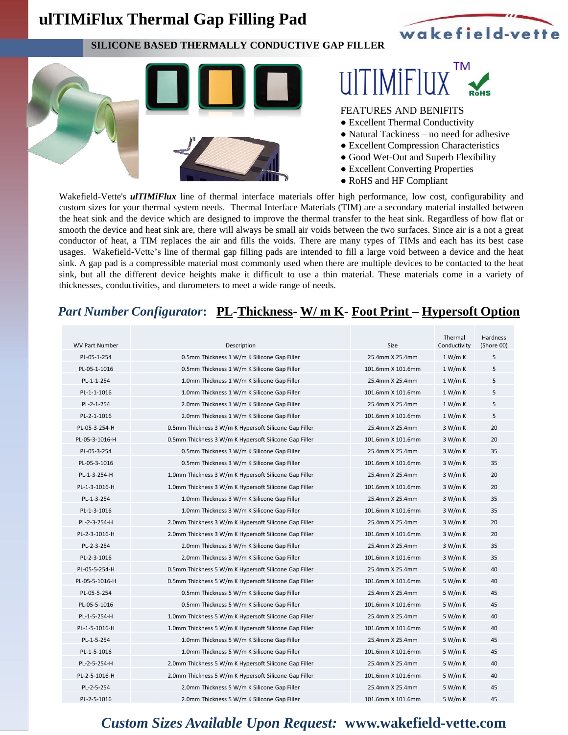# ulTIMiFlux Thermal Gap Filling Pad

**SILICONE BASED THERMALLY CONDUCTIVE GAP FILLER**

ulTIMiFlux™

## FEATURES AND BENIFITS

- Excellent Thermal Conductivity
- Natural Tackiness – no need for adhesive
- Excellent Compression Characteristics
- Good Wet-Out and Superb Flexibility
- Excellent Converting Properties
- RoHS and HF Compliant

Wakefield-Vette's ***ulTIMiFlux*** line of thermal interface materials offer high performance, low cost, configurability and custom sizes for your thermal system needs. Thermal Interface Materials (TIM) are a secondary material installed between the heat sink and the device which are designed to improve the thermal transfer to the heat sink. Regardless of how flat or smooth the device and heat sink are, there will always be small air voids between the two surfaces. Since air is a not a great conductor of heat, a TIM replaces the air and fills the voids. There are many types of TIMs and each has its best case usages. Wakefield-Vette's line of thermal gap filling pads are intended to fill a large void between a device and the heat sink. A gap pad is a compressible material most commonly used when there are multiple devices to be contacted to the heat sink, but all the different device heights make it difficult to use a thin material. These materials come in a variety of thicknesses, conductivities, and durometers to meet a wide range of needs.

## *Part Number Configurator*: PL-Thickness- W/ m K- Foot Print – Hypersoft Option

| WV Part Number | Description | Size | Thermal Conductivity | Hardness (Shore 00) |
|---|---|---|---|---|
| PL-05-1-254 | 0.5mm Thickness 1 W/m K Silicone Gap Filler | 25.4mm X 25.4mm | 1 W/m K | 5 |
| PL-05-1-1016 | 0.5mm Thickness 1 W/m K Silicone Gap Filler | 101.6mm X 101.6mm | 1 W/m K | 5 |
| PL-1-1-254 | 1.0mm Thickness 1 W/m K Silicone Gap Filler | 25.4mm X 25.4mm | 1 W/m K | 5 |
| PL-1-1-1016 | 1.0mm Thickness 1 W/m K Silicone Gap Filler | 101.6mm X 101.6mm | 1 W/m K | 5 |
| PL-2-1-254 | 2.0mm Thickness 1 W/m K Silicone Gap Filler | 25.4mm X 25.4mm | 1 W/m K | 5 |
| PL-2-1-1016 | 2.0mm Thickness 1 W/m K Silicone Gap Filler | 101.6mm X 101.6mm | 1 W/m K | 5 |
| PL-05-3-254-H | 0.5mm Thickness 3 W/m K Hypersoft Silicone Gap Filler | 25.4mm X 25.4mm | 3 W/m K | 20 |
| PL-05-3-1016-H | 0.5mm Thickness 3 W/m K Hypersoft Silicone Gap Filler | 101.6mm X 101.6mm | 3 W/m K | 20 |
| PL-05-3-254 | 0.5mm Thickness 3 W/m K Silicone Gap Filler | 25.4mm X 25.4mm | 3 W/m K | 35 |
| PL-05-3-1016 | 0.5mm Thickness 3 W/m K Silicone Gap Filler | 101.6mm X 101.6mm | 3 W/m K | 35 |
| PL-1-3-254-H | 1.0mm Thickness 3 W/m K Hypersoft Silicone Gap Filler | 25.4mm X 25.4mm | 3 W/m K | 20 |
| PL-1-3-1016-H | 1.0mm Thickness 3 W/m K Hypersoft Silicone Gap Filler | 101.6mm X 101.6mm | 3 W/m K | 20 |
| PL-1-3-254 | 1.0mm Thickness 3 W/m K Silicone Gap Filler | 25.4mm X 25.4mm | 3 W/m K | 35 |
| PL-1-3-1016 | 1.0mm Thickness 3 W/m K Silicone Gap Filler | 101.6mm X 101.6mm | 3 W/m K | 35 |
| PL-2-3-254-H | 2.0mm Thickness 3 W/m K Hypersoft Silicone Gap Filler | 25.4mm X 25.4mm | 3 W/m K | 20 |
| PL-2-3-1016-H | 2.0mm Thickness 3 W/m K Hypersoft Silicone Gap Filler | 101.6mm X 101.6mm | 3 W/m K | 20 |
| PL-2-3-254 | 2.0mm Thickness 3 W/m K Silicone Gap Filler | 25.4mm X 25.4mm | 3 W/m K | 35 |
| PL-2-3-1016 | 2.0mm Thickness 3 W/m K Silicone Gap Filler | 101.6mm X 101.6mm | 3 W/m K | 35 |
| PL-05-5-254-H | 0.5mm Thickness 5 W/m K Hypersoft Silicone Gap Filler | 25.4mm X 25.4mm | 5 W/m K | 40 |
| PL-05-5-1016-H | 0.5mm Thickness 5 W/m K Hypersoft Silicone Gap Filler | 101.6mm X 101.6mm | 5 W/m K | 40 |
| PL-05-5-254 | 0.5mm Thickness 5 W/m K Silicone Gap Filler | 25.4mm X 25.4mm | 5 W/m K | 45 |
| PL-05-5-1016 | 0.5mm Thickness 5 W/m K Silicone Gap Filler | 101.6mm X 101.6mm | 5 W/m K | 45 |
| PL-1-5-254-H | 1.0mm Thickness 5 W/m K Hypersoft Silicone Gap Filler | 25.4mm X 25.4mm | 5 W/m K | 40 |
| PL-1-5-1016-H | 1.0mm Thickness 5 W/m K Hypersoft Silicone Gap Filler | 101.6mm X 101.6mm | 5 W/m K | 40 |
| PL-1-5-254 | 1.0mm Thickness 5 W/m K Silicone Gap Filler | 25.4mm X 25.4mm | 5 W/m K | 45 |
| PL-1-5-1016 | 1.0mm Thickness 5 W/m K Silicone Gap Filler | 101.6mm X 101.6mm | 5 W/m K | 45 |
| PL-2-5-254-H | 2.0mm Thickness 5 W/m K Hypersoft Silicone Gap Filler | 25.4mm X 25.4mm | 5 W/m K | 40 |
| PL-2-5-1016-H | 2.0mm Thickness 5 W/m K Hypersoft Silicone Gap Filler | 101.6mm X 101.6mm | 5 W/m K | 40 |
| PL-2-5-254 | 2.0mm Thickness 5 W/m K Silicone Gap Filler | 25.4mm X 25.4mm | 5 W/m K | 45 |
| PL-2-5-1016 | 2.0mm Thickness 5 W/m K Silicone Gap Filler | 101.6mm X 101.6mm | 5 W/m K | 45 |

***Custom Sizes Available Upon Request:* www.wakefield-vette.com**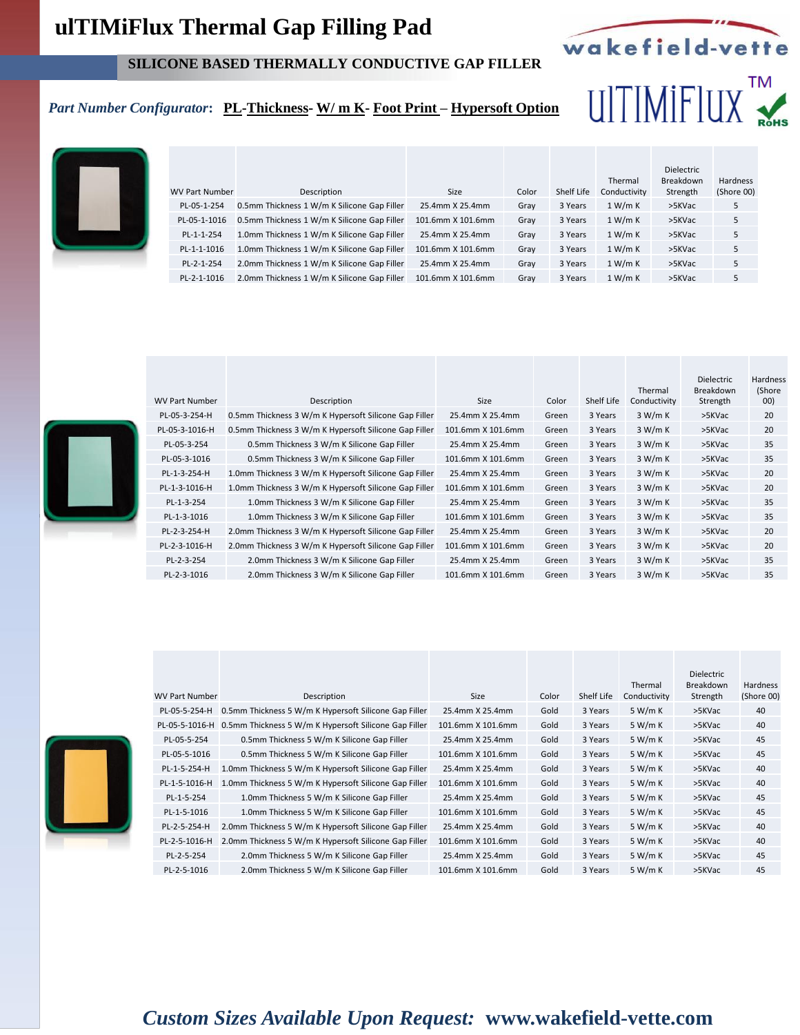# ulTIMiFlux Thermal Gap Filling Pad

## SILICONE BASED THERMALLY CONDUCTIVE GAP FILLER

***Part Number Configurator*: PL-Thickness- W/ m K- Foot Print – Hypersoft Option**

| WV Part Number | Description | Size | Color | Shelf Life | Thermal Conductivity | Dielectric Breakdown Strength | Hardness (Shore 00) |
|---|---|---|---|---|---|---|---|
| PL-05-1-254 | 0.5mm Thickness 1 W/m K Silicone Gap Filler | 25.4mm X 25.4mm | Gray | 3 Years | 1 W/m K | >5KVac | 5 |
| PL-05-1-1016 | 0.5mm Thickness 1 W/m K Silicone Gap Filler | 101.6mm X 101.6mm | Gray | 3 Years | 1 W/m K | >5KVac | 5 |
| PL-1-1-254 | 1.0mm Thickness 1 W/m K Silicone Gap Filler | 25.4mm X 25.4mm | Gray | 3 Years | 1 W/m K | >5KVac | 5 |
| PL-1-1-1016 | 1.0mm Thickness 1 W/m K Silicone Gap Filler | 101.6mm X 101.6mm | Gray | 3 Years | 1 W/m K | >5KVac | 5 |
| PL-2-1-254 | 2.0mm Thickness 1 W/m K Silicone Gap Filler | 25.4mm X 25.4mm | Gray | 3 Years | 1 W/m K | >5KVac | 5 |
| PL-2-1-1016 | 2.0mm Thickness 1 W/m K Silicone Gap Filler | 101.6mm X 101.6mm | Gray | 3 Years | 1 W/m K | >5KVac | 5 |

| WV Part Number | Description | Size | Color | Shelf Life | Thermal Conductivity | Dielectric Breakdown Strength | Hardness (Shore 00) |
|---|---|---|---|---|---|---|---|
| PL-05-3-254-H | 0.5mm Thickness 3 W/m K Hypersoft Silicone Gap Filler | 25.4mm X 25.4mm | Green | 3 Years | 3 W/m K | >5KVac | 20 |
| PL-05-3-1016-H | 0.5mm Thickness 3 W/m K Hypersoft Silicone Gap Filler | 101.6mm X 101.6mm | Green | 3 Years | 3 W/m K | >5KVac | 20 |
| PL-05-3-254 | 0.5mm Thickness 3 W/m K Silicone Gap Filler | 25.4mm X 25.4mm | Green | 3 Years | 3 W/m K | >5KVac | 35 |
| PL-05-3-1016 | 0.5mm Thickness 3 W/m K Silicone Gap Filler | 101.6mm X 101.6mm | Green | 3 Years | 3 W/m K | >5KVac | 35 |
| PL-1-3-254-H | 1.0mm Thickness 3 W/m K Hypersoft Silicone Gap Filler | 25.4mm X 25.4mm | Green | 3 Years | 3 W/m K | >5KVac | 20 |
| PL-1-3-1016-H | 1.0mm Thickness 3 W/m K Hypersoft Silicone Gap Filler | 101.6mm X 101.6mm | Green | 3 Years | 3 W/m K | >5KVac | 20 |
| PL-1-3-254 | 1.0mm Thickness 3 W/m K Silicone Gap Filler | 25.4mm X 25.4mm | Green | 3 Years | 3 W/m K | >5KVac | 35 |
| PL-1-3-1016 | 1.0mm Thickness 3 W/m K Silicone Gap Filler | 101.6mm X 101.6mm | Green | 3 Years | 3 W/m K | >5KVac | 35 |
| PL-2-3-254-H | 2.0mm Thickness 3 W/m K Hypersoft Silicone Gap Filler | 25.4mm X 25.4mm | Green | 3 Years | 3 W/m K | >5KVac | 20 |
| PL-2-3-1016-H | 2.0mm Thickness 3 W/m K Hypersoft Silicone Gap Filler | 101.6mm X 101.6mm | Green | 3 Years | 3 W/m K | >5KVac | 20 |
| PL-2-3-254 | 2.0mm Thickness 3 W/m K Silicone Gap Filler | 25.4mm X 25.4mm | Green | 3 Years | 3 W/m K | >5KVac | 35 |
| PL-2-3-1016 | 2.0mm Thickness 3 W/m K Silicone Gap Filler | 101.6mm X 101.6mm | Green | 3 Years | 3 W/m K | >5KVac | 35 |

| WV Part Number | Description | Size | Color | Shelf Life | Thermal Conductivity | Dielectric Breakdown Strength | Hardness (Shore 00) |
|---|---|---|---|---|---|---|---|
| PL-05-5-254-H | 0.5mm Thickness 5 W/m K Hypersoft Silicone Gap Filler | 25.4mm X 25.4mm | Gold | 3 Years | 5 W/m K | >5KVac | 40 |
| PL-05-5-1016-H | 0.5mm Thickness 5 W/m K Hypersoft Silicone Gap Filler | 101.6mm X 101.6mm | Gold | 3 Years | 5 W/m K | >5KVac | 40 |
| PL-05-5-254 | 0.5mm Thickness 5 W/m K Silicone Gap Filler | 25.4mm X 25.4mm | Gold | 3 Years | 5 W/m K | >5KVac | 45 |
| PL-05-5-1016 | 0.5mm Thickness 5 W/m K Silicone Gap Filler | 101.6mm X 101.6mm | Gold | 3 Years | 5 W/m K | >5KVac | 45 |
| PL-1-5-254-H | 1.0mm Thickness 5 W/m K Hypersoft Silicone Gap Filler | 25.4mm X 25.4mm | Gold | 3 Years | 5 W/m K | >5KVac | 40 |
| PL-1-5-1016-H | 1.0mm Thickness 5 W/m K Hypersoft Silicone Gap Filler | 101.6mm X 101.6mm | Gold | 3 Years | 5 W/m K | >5KVac | 40 |
| PL-1-5-254 | 1.0mm Thickness 5 W/m K Silicone Gap Filler | 25.4mm X 25.4mm | Gold | 3 Years | 5 W/m K | >5KVac | 45 |
| PL-1-5-1016 | 1.0mm Thickness 5 W/m K Silicone Gap Filler | 101.6mm X 101.6mm | Gold | 3 Years | 5 W/m K | >5KVac | 45 |
| PL-2-5-254-H | 2.0mm Thickness 5 W/m K Hypersoft Silicone Gap Filler | 25.4mm X 25.4mm | Gold | 3 Years | 5 W/m K | >5KVac | 40 |
| PL-2-5-1016-H | 2.0mm Thickness 5 W/m K Hypersoft Silicone Gap Filler | 101.6mm X 101.6mm | Gold | 3 Years | 5 W/m K | >5KVac | 40 |
| PL-2-5-254 | 2.0mm Thickness 5 W/m K Silicone Gap Filler | 25.4mm X 25.4mm | Gold | 3 Years | 5 W/m K | >5KVac | 45 |
| PL-2-5-1016 | 2.0mm Thickness 5 W/m K Silicone Gap Filler | 101.6mm X 101.6mm | Gold | 3 Years | 5 W/m K | >5KVac | 45 |

***Custom Sizes Available Upon Request:* www.wakefield-vette.com**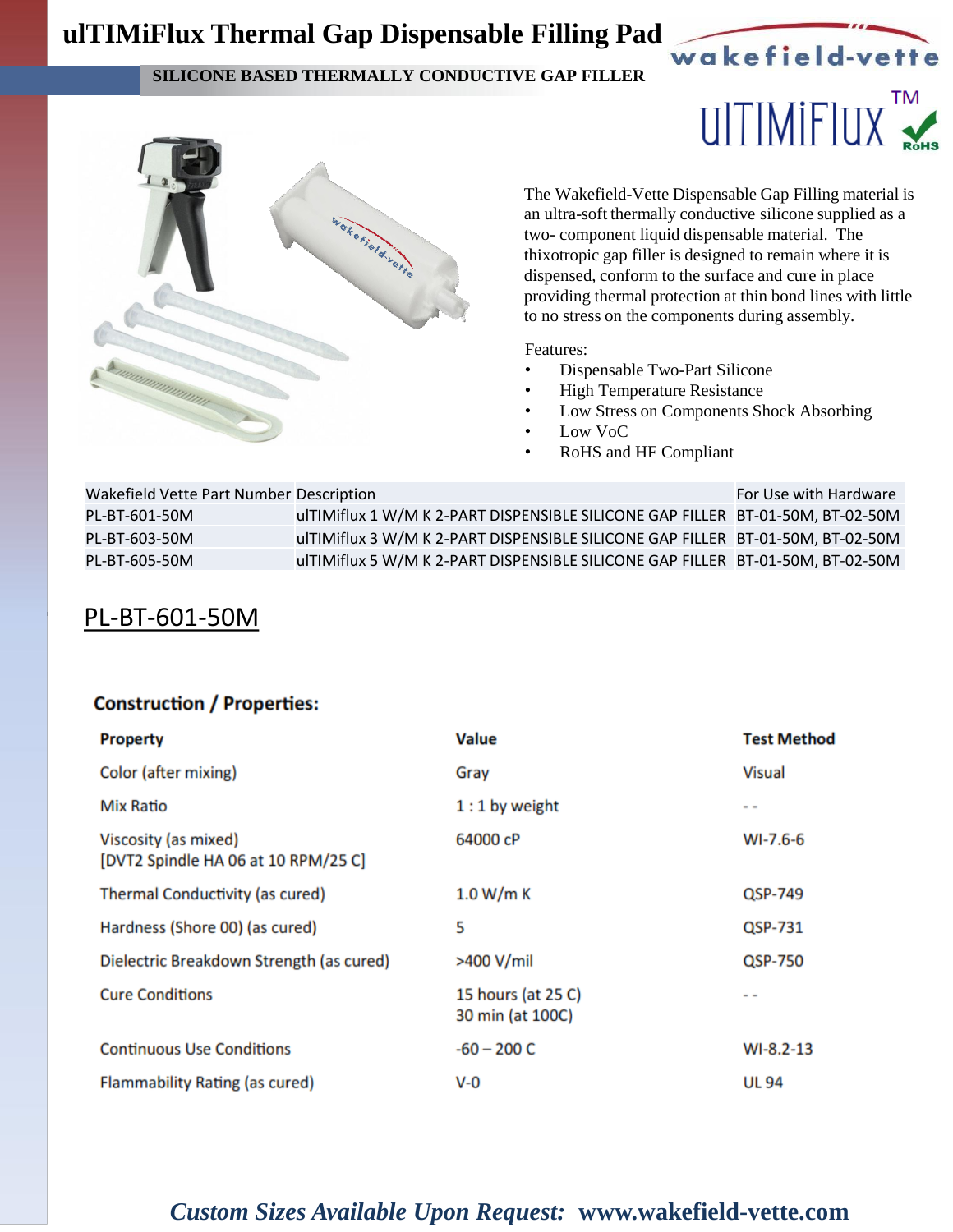# ulTIMiFlux Thermal Gap Dispensable Filling Pad

**SILICONE BASED THERMALLY CONDUCTIVE GAP FILLER**

wakefield-vette

ulTIMiFlux™ RoHS

The Wakefield-Vette Dispensable Gap Filling material is an ultra-soft thermally conductive silicone supplied as a two- component liquid dispensable material. The thixotropic gap filler is designed to remain where it is dispensed, conform to the surface and cure in place providing thermal protection at thin bond lines with little to no stress on the components during assembly.

Features:

- Dispensable Two-Part Silicone
- High Temperature Resistance
- Low Stress on Components Shock Absorbing
- Low VoC
- RoHS and HF Compliant

| Wakefield Vette Part Number | Description | For Use with Hardware |
|---|---|---|
| PL-BT-601-50M | ulTIMiflux 1 W/M K 2-PART DISPENSIBLE SILICONE GAP FILLER | BT-01-50M, BT-02-50M |
| PL-BT-603-50M | ulTIMiflux 3 W/M K 2-PART DISPENSIBLE SILICONE GAP FILLER | BT-01-50M, BT-02-50M |
| PL-BT-605-50M | ulTIMiflux 5 W/M K 2-PART DISPENSIBLE SILICONE GAP FILLER | BT-01-50M, BT-02-50M |

## PL-BT-601-50M

### Construction / Properties:

| Property | Value | Test Method |
|---|---|---|
| Color (after mixing) | Gray | Visual |
| Mix Ratio | 1 : 1 by weight | - - |
| Viscosity (as mixed) [DVT2 Spindle HA 06 at 10 RPM/25 C] | 64000 cP | WI-7.6-6 |
| Thermal Conductivity (as cured) | 1.0 W/m K | QSP-749 |
| Hardness (Shore 00) (as cured) | 5 | QSP-731 |
| Dielectric Breakdown Strength (as cured) | >400 V/mil | QSP-750 |
| Cure Conditions | 15 hours (at 25 C) 30 min (at 100C) | - - |
| Continuous Use Conditions | -60 – 200 C | WI-8.2-13 |
| Flammability Rating (as cured) | V-0 | UL 94 |

***Custom Sizes Available Upon Request: www.wakefield-vette.com***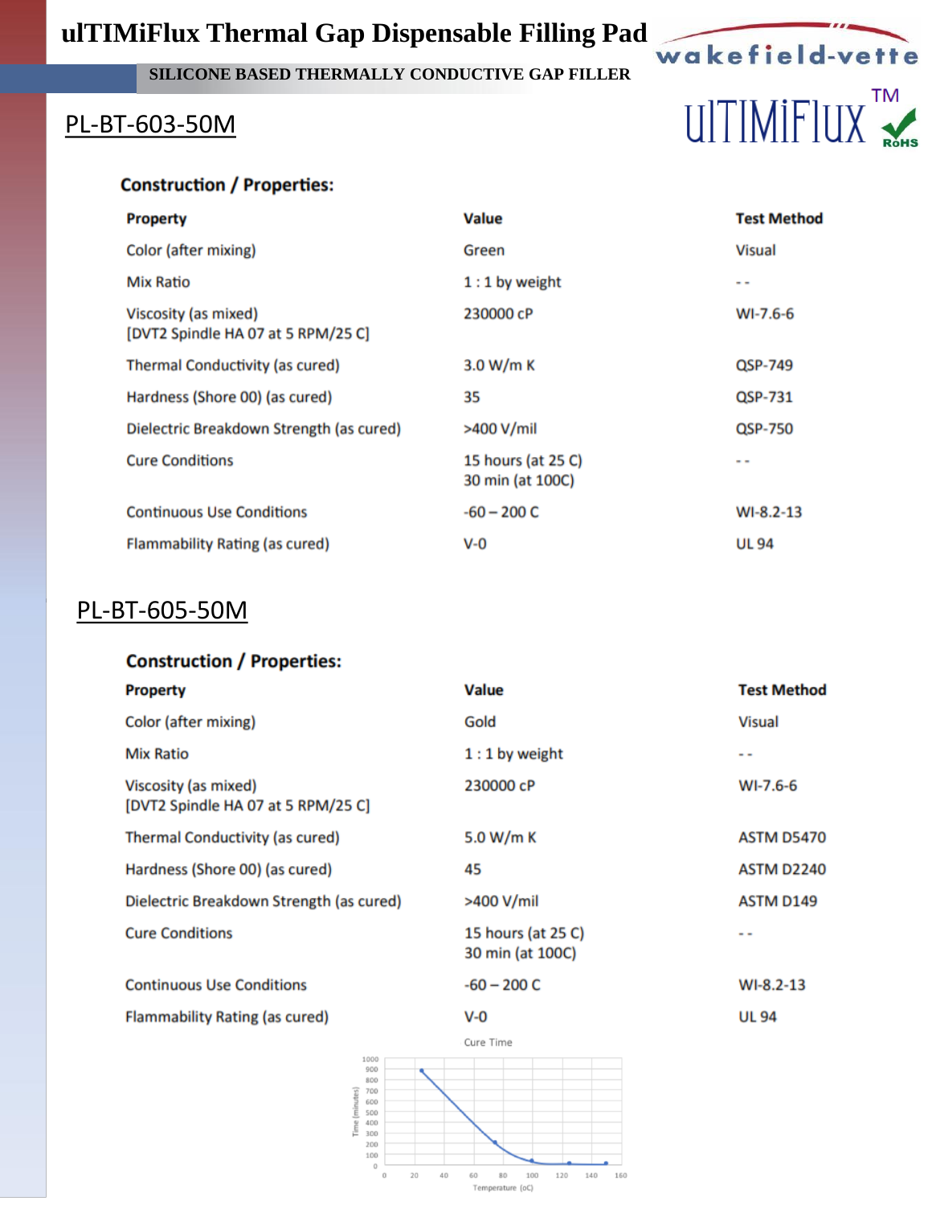# ulTIMiFlux Thermal Gap Dispensable Filling Pad

**SILICONE BASED THERMALLY CONDUCTIVE GAP FILLER**

wakefield-vette

ulTIMiFlux™ RoHS

## PL-BT-603-50M

### Construction / Properties:

| Property | Value | Test Method |
|---|---|---|
| Color (after mixing) | Green | Visual |
| Mix Ratio | 1 : 1 by weight | - - |
| Viscosity (as mixed) [DVT2 Spindle HA 07 at 5 RPM/25 C] | 230000 cP | WI-7.6-6 |
| Thermal Conductivity (as cured) | 3.0 W/m K | QSP-749 |
| Hardness (Shore 00) (as cured) | 35 | QSP-731 |
| Dielectric Breakdown Strength (as cured) | >400 V/mil | QSP-750 |
| Cure Conditions | 15 hours (at 25 C)<br>30 min (at 100C) | - - |
| Continuous Use Conditions | -60 – 200 C | WI-8.2-13 |
| Flammability Rating (as cured) | V-0 | UL 94 |

## PL-BT-605-50M

### Construction / Properties:

| Property | Value | Test Method |
|---|---|---|
| Color (after mixing) | Gold | Visual |
| Mix Ratio | 1 : 1 by weight | - - |
| Viscosity (as mixed) [DVT2 Spindle HA 07 at 5 RPM/25 C] | 230000 cP | WI-7.6-6 |
| Thermal Conductivity (as cured) | 5.0 W/m K | ASTM D5470 |
| Hardness (Shore 00) (as cured) | 45 | ASTM D2240 |
| Dielectric Breakdown Strength (as cured) | >400 V/mil | ASTM D149 |
| Cure Conditions | 15 hours (at 25 C)<br>30 min (at 100C) | - - |
| Continuous Use Conditions | -60 – 200 C | WI-8.2-13 |
| Flammability Rating (as cured) | V-0 | UL 94 |

Cure Time

Time (minutes)

1000
900
800
700
600
500
400
300
200
100
0

0 20 40 60 80 100 120 140 160

Temperature (oC)